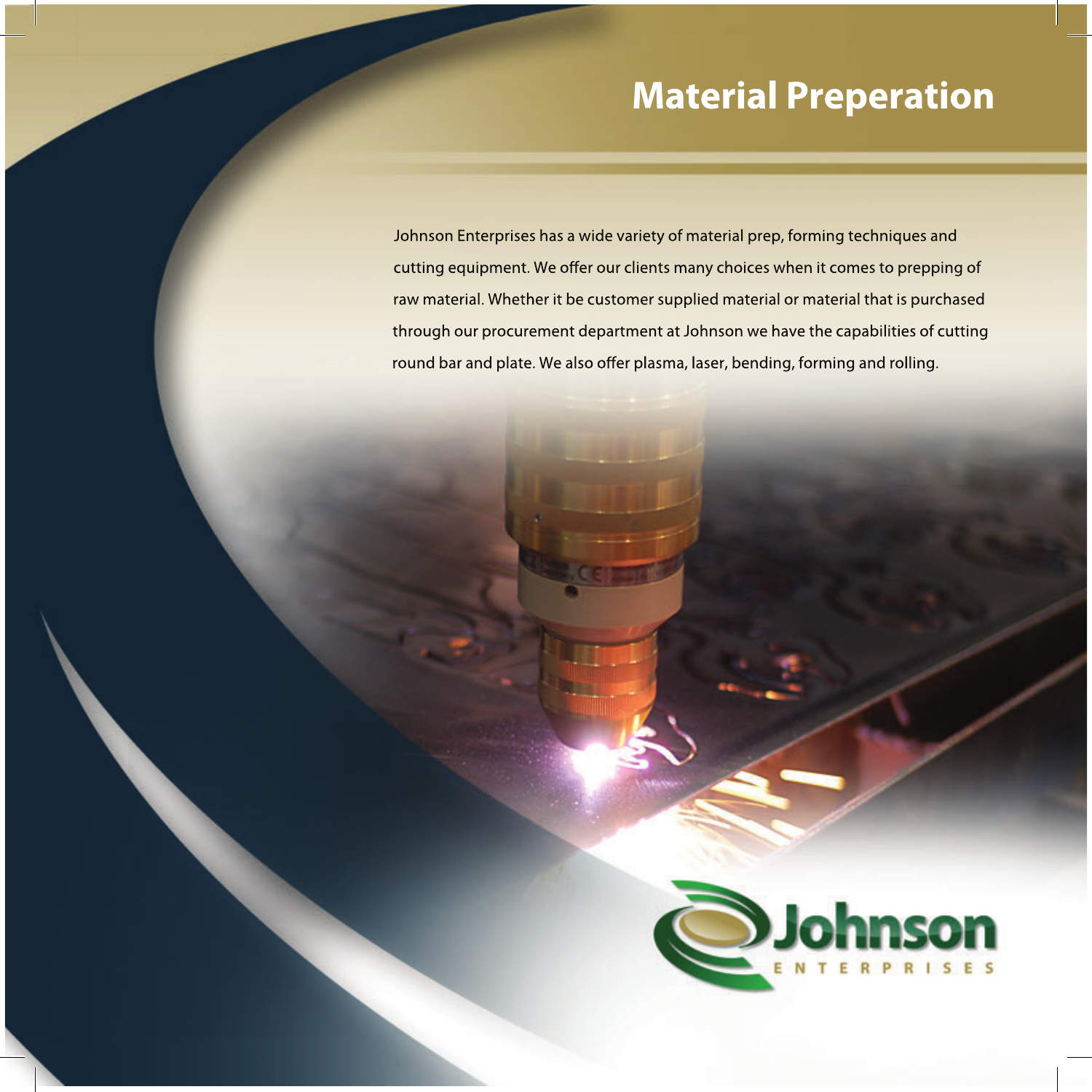# Material Preperation

Johnson Enterprises has a wide variety of material prep, forming techniques and cutting equipment. We offer our clients many choices when it comes to prepping of raw material. Whether it be customer supplied material or material that is purchased through our procurement department at Johnson we have the capabilities of cutting round bar and plate. We also offer plasma, laser, bending, forming and rolling.

Johnson
ENTERPRISES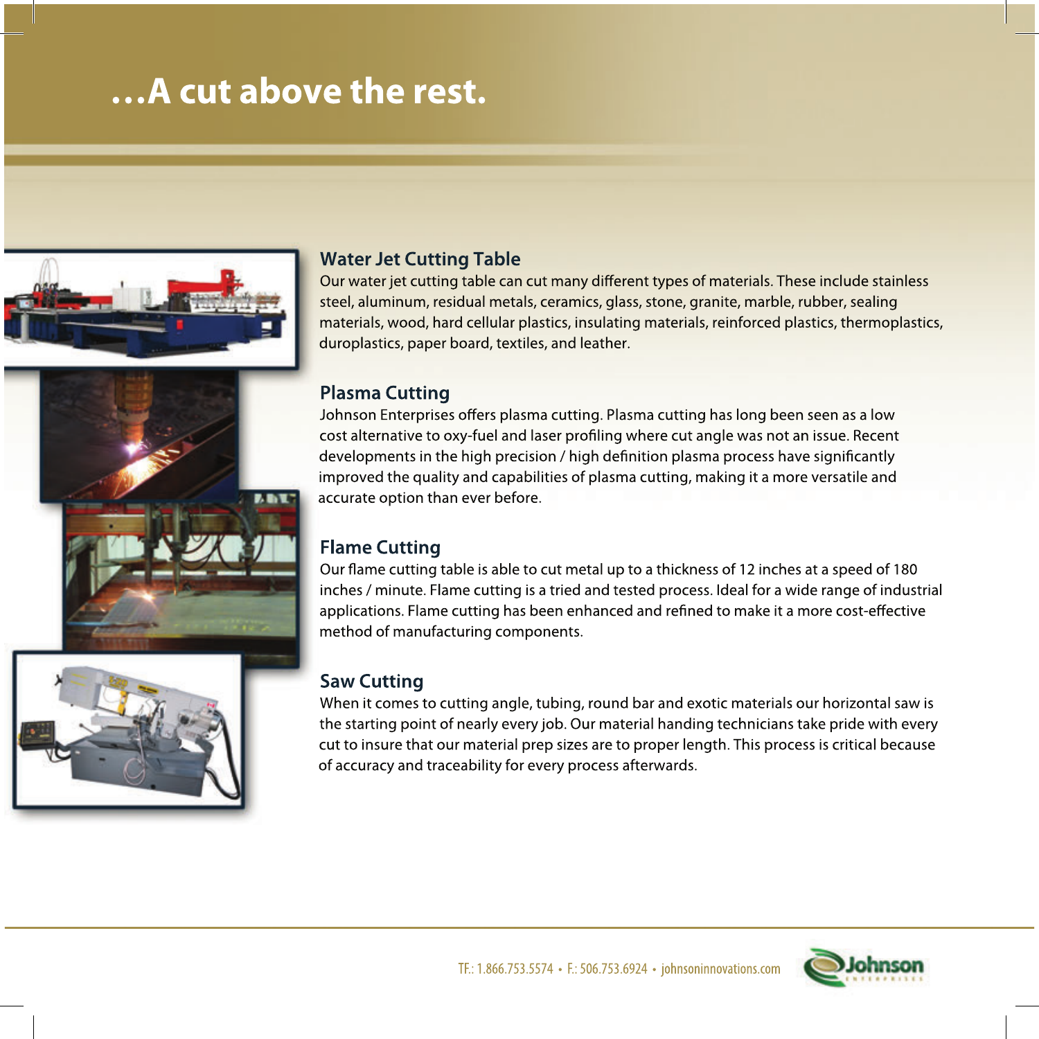# …A cut above the rest.

## Water Jet Cutting Table

Our water jet cutting table can cut many different types of materials. These include stainless steel, aluminum, residual metals, ceramics, glass, stone, granite, marble, rubber, sealing materials, wood, hard cellular plastics, insulating materials, reinforced plastics, thermoplastics, duroplastics, paper board, textiles, and leather.

## Plasma Cutting

Johnson Enterprises offers plasma cutting. Plasma cutting has long been seen as a low cost alternative to oxy-fuel and laser profiling where cut angle was not an issue. Recent developments in the high precision / high definition plasma process have significantly improved the quality and capabilities of plasma cutting, making it a more versatile and accurate option than ever before.

## Flame Cutting

Our flame cutting table is able to cut metal up to a thickness of 12 inches at a speed of 180 inches / minute. Flame cutting is a tried and tested process. Ideal for a wide range of industrial applications. Flame cutting has been enhanced and refined to make it a more cost-effective method of manufacturing components.

## Saw Cutting

When it comes to cutting angle, tubing, round bar and exotic materials our horizontal saw is the starting point of nearly every job. Our material handing technicians take pride with every cut to insure that our material prep sizes are to proper length. This process is critical because of accuracy and traceability for every process afterwards.

TF.: 1.866.753.5574 • F.: 506.753.6924 • johnsoninnovations.com

Johnson ENTERPRISES